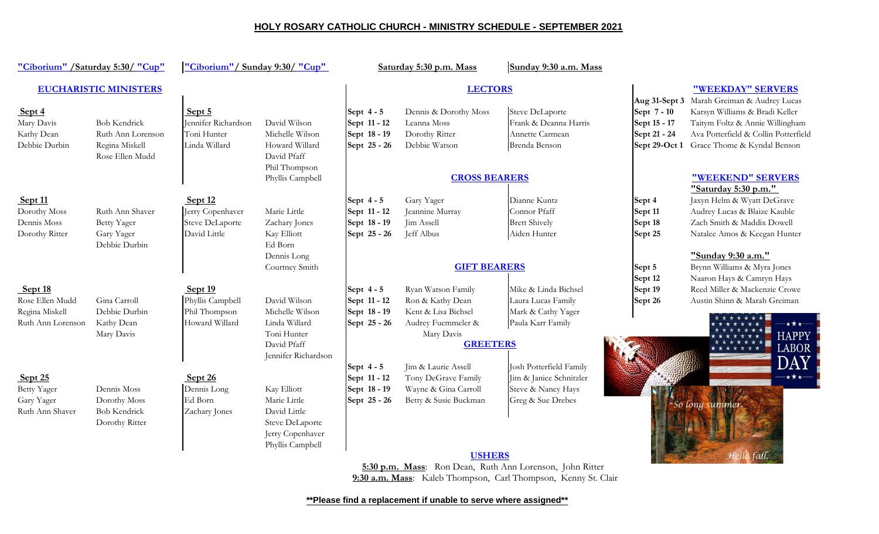# HOLY ROSARY CATHOLIC CHURCH - MINISTRY SCHEDULE - SEPTEMBER 2021

## EUCHARISTIC MINISTERS

"Ciborium" /Saturday 5:30/ "Cup"

**Sept 4**

| Ciborium | Cup |
|---|---|
| Mary Davis | Bob Kendrick |
| Kathy Dean | Ruth Ann Lorenson |
| Debbie Durbin | Regina Miskell |
| | Rose Ellen Mudd |

**Sept 11**

| Ciborium | Cup |
|---|---|
| Dorothy Moss | Ruth Ann Shaver |
| Dennis Moss | Betty Yager |
| Dorothy Ritter | Gary Yager |
| | Debbie Durbin |

**Sept 18**

| Ciborium | Cup |
|---|---|
| Rose Ellen Mudd | Gina Carroll |
| Regina Miskell | Debbie Durbin |
| Ruth Ann Lorenson | Kathy Dean |
| | Mary Davis |

**Sept 25**

| Ciborium | Cup |
|---|---|
| Betty Yager | Dennis Moss |
| Gary Yager | Dorothy Moss |
| Ruth Ann Shaver | Bob Kendrick |
| | Dorothy Ritter |

"Ciborium"/ Sunday 9:30/ "Cup"

**Sept 5**

| Ciborium | Cup |
|---|---|
| Jennifer Richardson | David Wilson |
| Toni Hunter | Michelle Wilson |
| Linda Willard | Howard Willard |
| | David Pfaff |
| | Phil Thompson |
| | Phyllis Campbell |

**Sept 12**

| Ciborium | Cup |
|---|---|
| Jerry Copenhaver | Marie Little |
| Steve DeLaporte | Zachary Jones |
| David Little | Kay Elliott |
| | Ed Born |
| | Dennis Long |
| | Courtney Smith |

**Sept 19**

| Ciborium | Cup |
|---|---|
| Phyllis Campbell | David Wilson |
| Phil Thompson | Michelle Wilson |
| Howard Willard | Linda Willard |
| | Toni Hunter |
| | David Pfaff |
| | Jennifer Richardson |

**Sept 26**

| Ciborium | Cup |
|---|---|
| Dennis Long | Kay Elliott |
| Ed Born | Marie Little |
| Zachary Jones | David Little |
| | Steve DeLaporte |
| | Jerry Copenhaver |
| | Phyllis Campbell |

## LECTORS

| | Saturday 5:30 p.m. Mass | Sunday 9:30 a.m. Mass |
|---|---|---|
| Sept 4 - 5 | Dennis & Dorothy Moss | Steve DeLaporte |
| Sept 11 - 12 | Leanna Moss | Frank & Deanna Harris |
| Sept 18 - 19 | Dorothy Ritter | Annette Carmean |
| Sept 25 - 26 | Debbie Watson | Brenda Benson |

## CROSS BEARERS

| | Saturday 5:30 p.m. Mass | Sunday 9:30 a.m. Mass |
|---|---|---|
| Sept 4 - 5 | Gary Yager | Dianne Kuntz |
| Sept 11 - 12 | Jeannine Murray | Connor Pfaff |
| Sept 18 - 19 | Jim Assell | Brett Shively |
| Sept 25 - 26 | Jeff Albus | Aiden Hunter |

## GIFT BEARERS

| | Saturday 5:30 p.m. Mass | Sunday 9:30 a.m. Mass |
|---|---|---|
| Sept 4 - 5 | Ryan Watson Family | Mike & Linda Bichsel |
| Sept 11 - 12 | Ron & Kathy Dean | Laura Lucas Family |
| Sept 18 - 19 | Kent & Lisa Bichsel | Mark & Cathy Yager |
| Sept 25 - 26 | Audrey Fuemmeler & Mary Davis | Paula Karr Family |

## GREETERS

| | Saturday 5:30 p.m. Mass | Sunday 9:30 a.m. Mass |
|---|---|---|
| Sept 4 - 5 | Jim & Laurie Assell | Josh Potterfield Family |
| Sept 11 - 12 | Tony DeGrave Family | Jim & Janice Schnitzler |
| Sept 18 - 19 | Wayne & Gina Carroll | Steve & Nancy Hays |
| Sept 25 - 26 | Betty & Susie Buckman | Greg & Sue Drebes |

## USHERS

**5:30 p.m. Mass**: Ron Dean, Ruth Ann Lorenson, John Ritter

**9:30 a.m. Mass**: Kaleb Thompson, Carl Thompson, Kenny St. Clair

## "WEEKDAY" SERVERS

| | |
|---|---|
| Aug 31-Sept 3 | Marah Greiman & Audrey Lucas |
| Sept 7 - 10 | Karsyn Williams & Bradi Keller |
| Sept 15 - 17 | Taitym Foltz & Annie Willingham |
| Sept 21 - 24 | Ava Potterfield & Collin Potterfield |
| Sept 29-Oct 1 | Grace Thome & Kyndal Benson |

## "WEEKEND" SERVERS

**"Saturday 5:30 p.m."**

| | |
|---|---|
| Sept 4 | Jaxyn Helm & Wyatt DeGrave |
| Sept 11 | Audrey Lucas & Blaize Kauble |
| Sept 18 | Zach Smith & Maddix Dowell |
| Sept 25 | Natalee Amos & Keegan Hunter |

**"Sunday 9:30 a.m."**

| | |
|---|---|
| Sept 5 | Brynn Williams & Myra Jones |
| Sept 12 | Naaron Hays & Camryn Hays |
| Sept 19 | Reed Miller & Mackenzie Crowe |
| Sept 26 | Austin Shinn & Marah Greiman |

HAPPY LABOR DAY

So long summer. Hello fall.

**Please find a replacement if unable to serve where assigned**